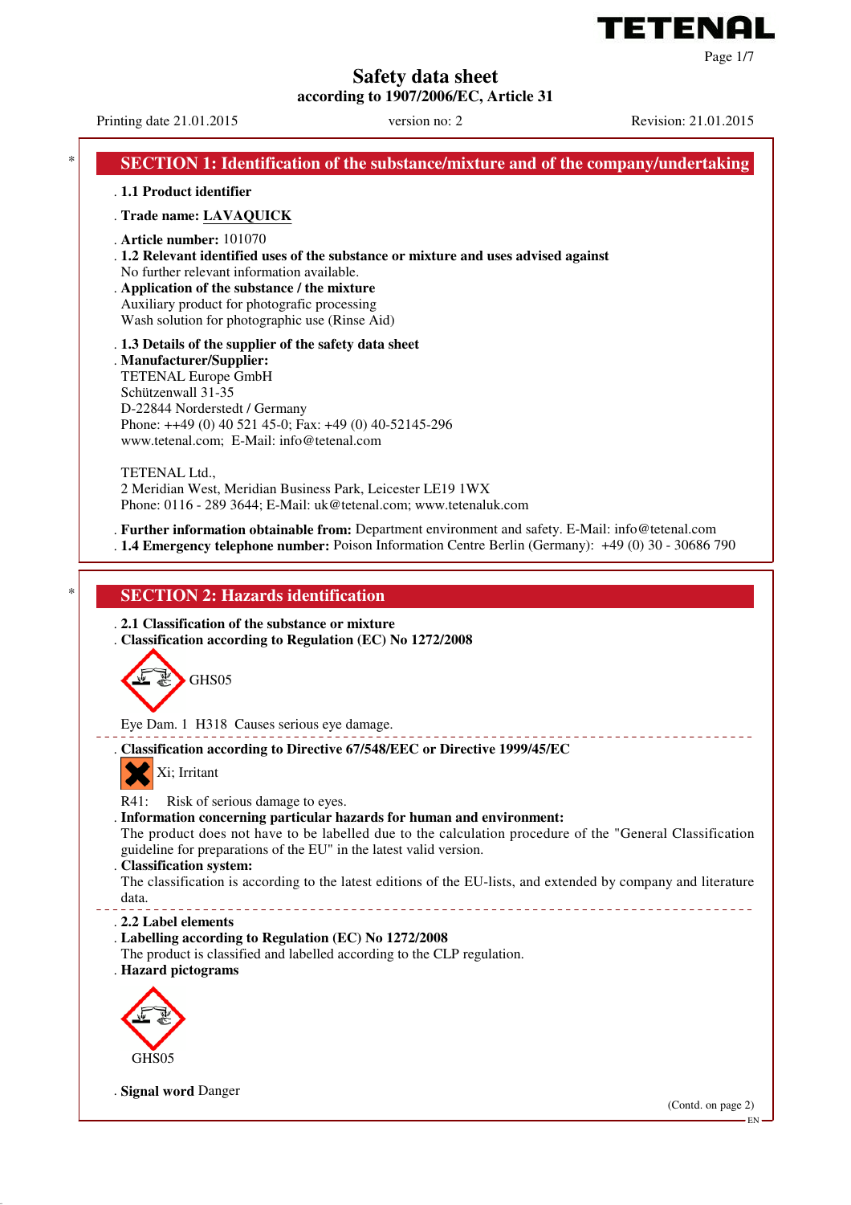# Safety data sheet
**according to 1907/2006/EC, Article 31**

Printing date 21.01.2015 &nbsp;&nbsp;&nbsp; version no: 2 &nbsp;&nbsp;&nbsp; Revision: 21.01.2015

## SECTION 1: Identification of the substance/mixture and of the company/undertaking

- **1.1 Product identifier**
- **Trade name: LAVAQUICK**
- **Article number:** 101070
- **1.2 Relevant identified uses of the substance or mixture and uses advised against**
  No further relevant information available.
- **Application of the substance / the mixture**
  Auxiliary product for photografic processing
  Wash solution for photographic use (Rinse Aid)
- **1.3 Details of the supplier of the safety data sheet**
- **Manufacturer/Supplier:**
  TETENAL Europe GmbH
  Schützenwall 31-35
  D-22844 Norderstedt / Germany
  Phone: ++49 (0) 40 521 45-0; Fax: +49 (0) 40-52145-296
  www.tetenal.com; E-Mail: info@tetenal.com

  TETENAL Ltd.,
  2 Meridian West, Meridian Business Park, Leicester LE19 1WX
  Phone: 0116 - 289 3644; E-Mail: uk@tetenal.com; www.tetenaluk.com
- **Further information obtainable from:** Department environment and safety. E-Mail: info@tetenal.com
- **1.4 Emergency telephone number:** Poison Information Centre Berlin (Germany): +49 (0) 30 - 30686 790

## SECTION 2: Hazards identification

- **2.1 Classification of the substance or mixture**
- **Classification according to Regulation (EC) No 1272/2008**

GHS05

Eye Dam. 1 H318 Causes serious eye damage.

- **Classification according to Directive 67/548/EEC or Directive 1999/45/EC**

Xi; Irritant

R41: Risk of serious damage to eyes.

- **Information concerning particular hazards for human and environment:**
  The product does not have to be labelled due to the calculation procedure of the "General Classification guideline for preparations of the EU" in the latest valid version.
- **Classification system:**
  The classification is according to the latest editions of the EU-lists, and extended by company and literature data.
- **2.2 Label elements**
- **Labelling according to Regulation (EC) No 1272/2008**
  The product is classified and labelled according to the CLP regulation.
- **Hazard pictograms**

GHS05

- **Signal word** Danger

(Contd. on page 2)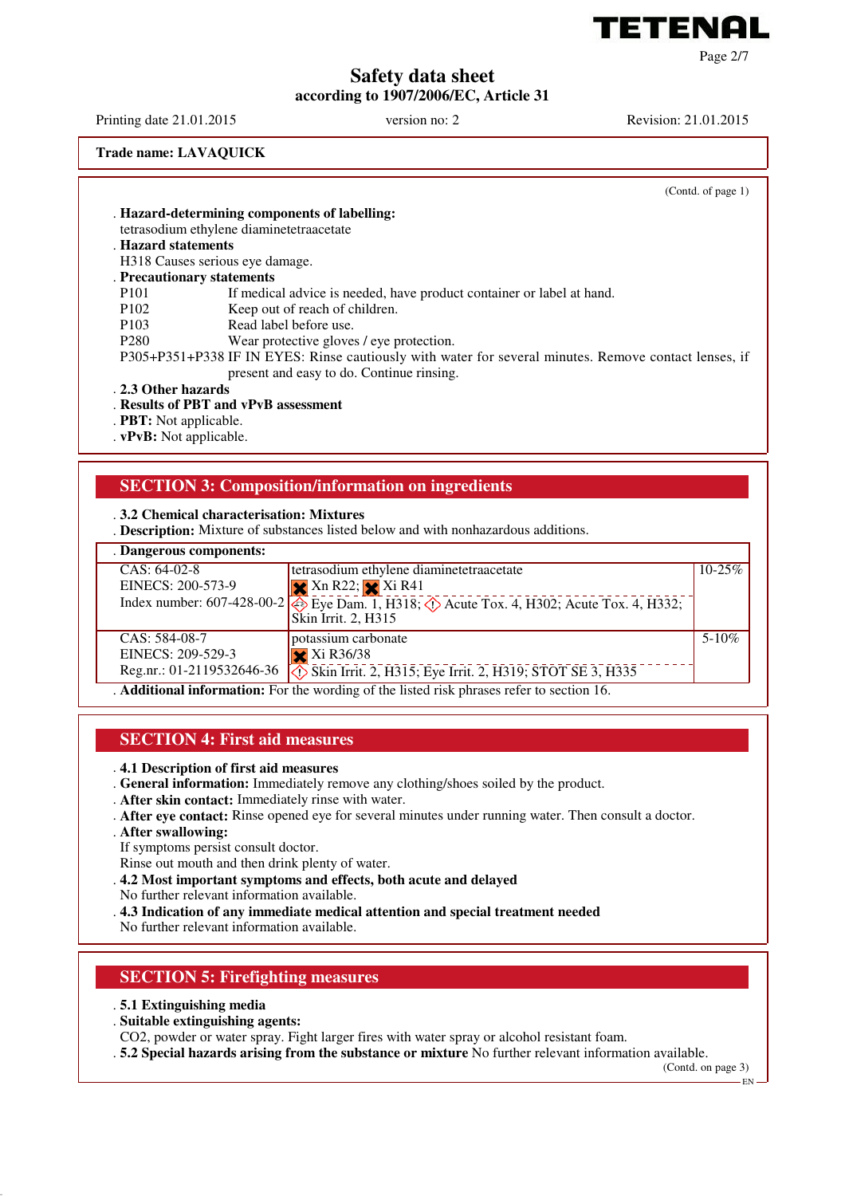Trade name: LAVAQUICK

(Contd. of page 1)

**Hazard-determining components of labelling:**
tetrasodium ethylene diaminetetraacetate

**Hazard statements**
H318 Causes serious eye damage.

**Precautionary statements**

| | |
|---|---|
| P101 | If medical advice is needed, have product container or label at hand. |
| P102 | Keep out of reach of children. |
| P103 | Read label before use. |
| P280 | Wear protective gloves / eye protection. |
| P305+P351+P338 | IF IN EYES: Rinse cautiously with water for several minutes. Remove contact lenses, if present and easy to do. Continue rinsing. |

**2.3 Other hazards**

**Results of PBT and vPvB assessment**

**PBT:** Not applicable.

**vPvB:** Not applicable.

## SECTION 3: Composition/information on ingredients

**3.2 Chemical characterisation: Mixtures**

**Description:** Mixture of substances listed below and with nonhazardous additions.

**Dangerous components:**

| | | |
|---|---|---|
| CAS: 64-02-8<br>EINECS: 200-573-9<br>Index number: 607-428-00-2 | tetrasodium ethylene diaminetetraacetate<br>Xn R22; Xi R41<br>Eye Dam. 1, H318; Acute Tox. 4, H302; Acute Tox. 4, H332; Skin Irrit. 2, H315 | 10-25% |
| CAS: 584-08-7<br>EINECS: 209-529-3<br>Reg.nr.: 01-2119532646-36 | potassium carbonate<br>Xi R36/38<br>Skin Irrit. 2, H315; Eye Irrit. 2, H319; STOT SE 3, H335 | 5-10% |

**Additional information:** For the wording of the listed risk phrases refer to section 16.

## SECTION 4: First aid measures

**4.1 Description of first aid measures**

**General information:** Immediately remove any clothing/shoes soiled by the product.

**After skin contact:** Immediately rinse with water.

**After eye contact:** Rinse opened eye for several minutes under running water. Then consult a doctor.

**After swallowing:**
If symptoms persist consult doctor.
Rinse out mouth and then drink plenty of water.

**4.2 Most important symptoms and effects, both acute and delayed**
No further relevant information available.

**4.3 Indication of any immediate medical attention and special treatment needed**
No further relevant information available.

## SECTION 5: Firefighting measures

**5.1 Extinguishing media**

**Suitable extinguishing agents:**
$CO_2$, powder or water spray. Fight larger fires with water spray or alcohol resistant foam.

**5.2 Special hazards arising from the substance or mixture** No further relevant information available.

(Contd. on page 3)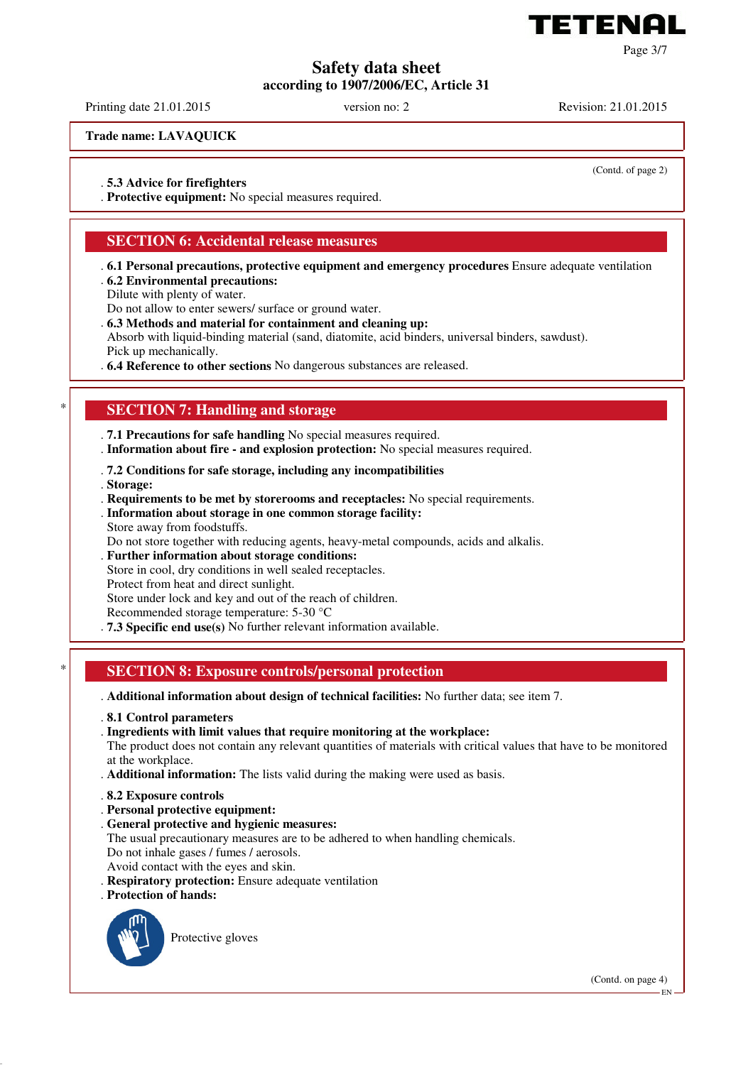Safety data sheet
according to 1907/2006/EC, Article 31

Printing date 21.01.2015 version no: 2 Revision: 21.01.2015

**Trade name: LAVAQUICK**

(Contd. of page 2)

- **5.3 Advice for firefighters**
- **Protective equipment:** No special measures required.

## SECTION 6: Accidental release measures

- **6.1 Personal precautions, protective equipment and emergency procedures** Ensure adequate ventilation
- **6.2 Environmental precautions:**
  Dilute with plenty of water.
  Do not allow to enter sewers/ surface or ground water.
- **6.3 Methods and material for containment and cleaning up:**
  Absorb with liquid-binding material (sand, diatomite, acid binders, universal binders, sawdust).
  Pick up mechanically.
- **6.4 Reference to other sections** No dangerous substances are released.

## * SECTION 7: Handling and storage

- **7.1 Precautions for safe handling** No special measures required.
- **Information about fire - and explosion protection:** No special measures required.
- **7.2 Conditions for safe storage, including any incompatibilities**
- **Storage:**
- **Requirements to be met by storerooms and receptacles:** No special requirements.
- **Information about storage in one common storage facility:**
  Store away from foodstuffs.
  Do not store together with reducing agents, heavy-metal compounds, acids and alkalis.
- **Further information about storage conditions:**
  Store in cool, dry conditions in well sealed receptacles.
  Protect from heat and direct sunlight.
  Store under lock and key and out of the reach of children.
  Recommended storage temperature: 5-30 °C
- **7.3 Specific end use(s)** No further relevant information available.

## * SECTION 8: Exposure controls/personal protection

- **Additional information about design of technical facilities:** No further data; see item 7.
- **8.1 Control parameters**
- **Ingredients with limit values that require monitoring at the workplace:**
  The product does not contain any relevant quantities of materials with critical values that have to be monitored at the workplace.
- **Additional information:** The lists valid during the making were used as basis.
- **8.2 Exposure controls**
- **Personal protective equipment:**
- **General protective and hygienic measures:**
  The usual precautionary measures are to be adhered to when handling chemicals.
  Do not inhale gases / fumes / aerosols.
  Avoid contact with the eyes and skin.
- **Respiratory protection:** Ensure adequate ventilation
- **Protection of hands:**

Protective gloves

(Contd. on page 4)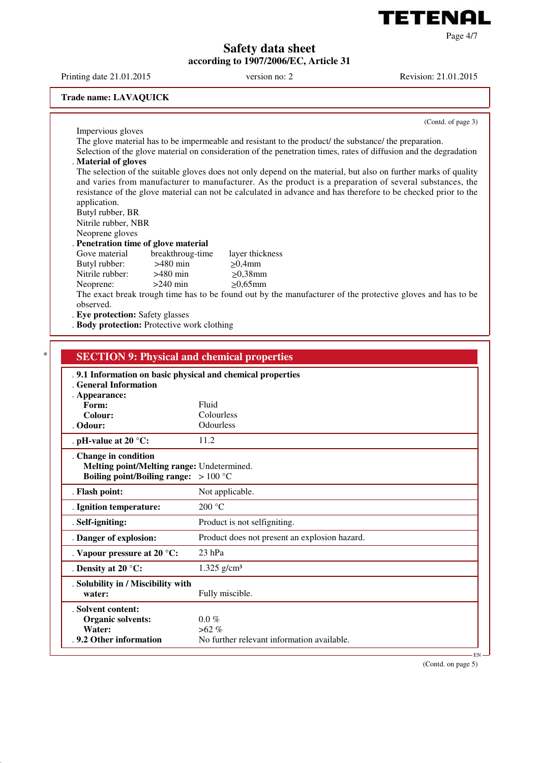**Safety data sheet**
**according to 1907/2006/EC, Article 31**

Printing date 21.01.2015 version no: 2 Revision: 21.01.2015

**Trade name: LAVAQUICK**

(Contd. of page 3)

Impervious gloves
The glove material has to be impermeable and resistant to the product/ the substance/ the preparation.
Selection of the glove material on consideration of the penetration times, rates of diffusion and the degradation

. **Material of gloves**
The selection of the suitable gloves does not only depend on the material, but also on further marks of quality and varies from manufacturer to manufacturer. As the product is a preparation of several substances, the resistance of the glove material can not be calculated in advance and has therefore to be checked prior to the application.
Butyl rubber, BR
Nitrile rubber, NBR
Neoprene gloves

. **Penetration time of glove material**

| Gove material | breakthroug-time | layer thickness |
| --- | --- | --- |
| Butyl rubber: | >480 min | ≥0,4mm |
| Nitrile rubber: | >480 min | ≥0,38mm |
| Neoprene: | >240 min | ≥0,65mm |

The exact break trough time has to be found out by the manufacturer of the protective gloves and has to be observed.

. **Eye protection:** Safety glasses
. **Body protection:** Protective work clothing

## * SECTION 9: Physical and chemical properties

. **9.1 Information on basic physical and chemical properties**
. **General Information**
. **Appearance:**

| | |
| --- | --- |
| **Form:** | Fluid |
| **Colour:** | Colourless |
| . **Odour:** | Odourless |
| . **pH-value at 20 °C:** | 11.2 |
| . **Change in condition** | |
| **Melting point/Melting range:** | Undetermined. |
| **Boiling point/Boiling range:** | > 100 °C |
| . **Flash point:** | Not applicable. |
| . **Ignition temperature:** | 200 °C |
| . **Self-igniting:** | Product is not selfigniting. |
| . **Danger of explosion:** | Product does not present an explosion hazard. |
| . **Vapour pressure at 20 °C:** | 23 hPa |
| . **Density at 20 °C:** | 1.325 g/cm³ |
| . **Solubility in / Miscibility with water:** | Fully miscible. |
| . **Solvent content:** | |
| **Organic solvents:** | 0.0 % |
| **Water:** | >62 % |
| . **9.2 Other information** | No further relevant information available. |

(Contd. on page 5)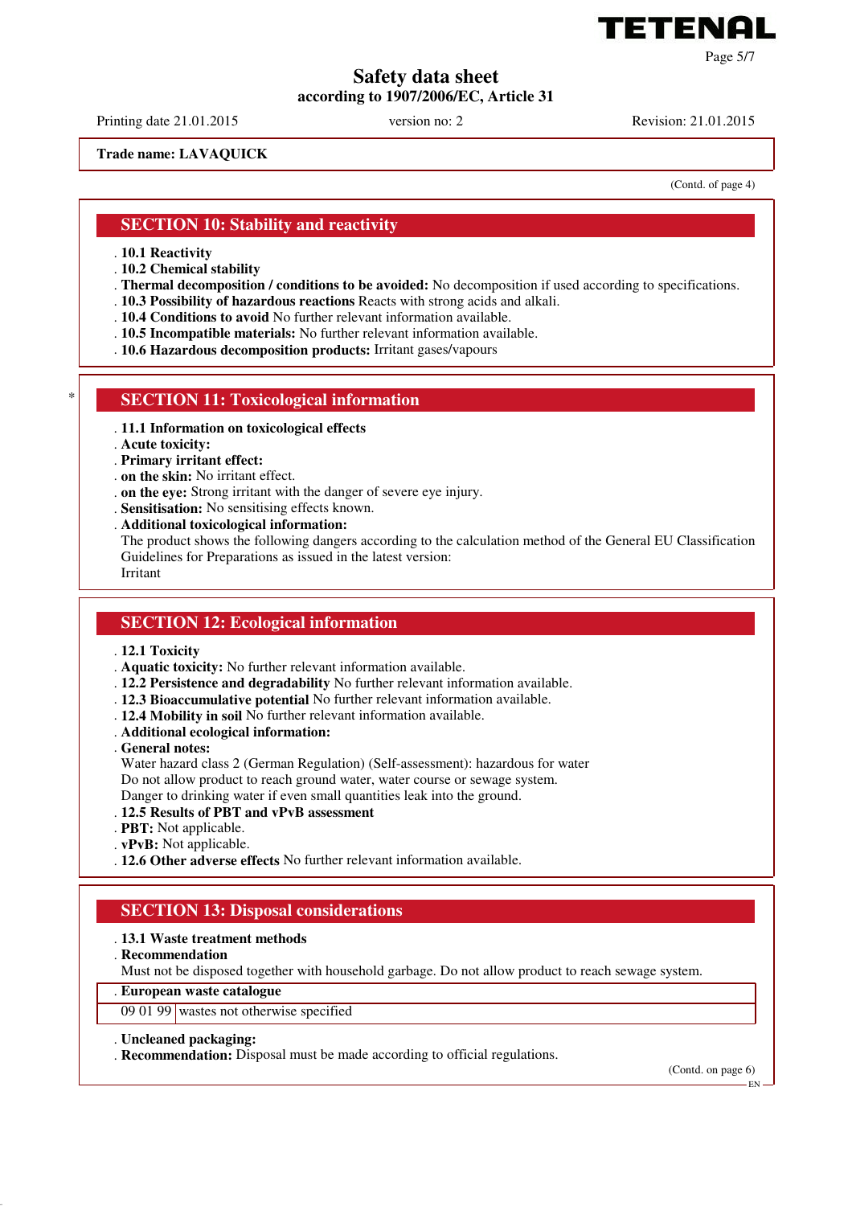**Trade name: LAVAQUICK**

(Contd. of page 4)

## SECTION 10: Stability and reactivity

- **10.1 Reactivity**
- **10.2 Chemical stability**
- **Thermal decomposition / conditions to be avoided:** No decomposition if used according to specifications.
- **10.3 Possibility of hazardous reactions** Reacts with strong acids and alkali.
- **10.4 Conditions to avoid** No further relevant information available.
- **10.5 Incompatible materials:** No further relevant information available.
- **10.6 Hazardous decomposition products:** Irritant gases/vapours

## * SECTION 11: Toxicological information

- **11.1 Information on toxicological effects**
- **Acute toxicity:**
- **Primary irritant effect:**
- **on the skin:** No irritant effect.
- **on the eye:** Strong irritant with the danger of severe eye injury.
- **Sensitisation:** No sensitising effects known.
- **Additional toxicological information:**
  The product shows the following dangers according to the calculation method of the General EU Classification Guidelines for Preparations as issued in the latest version:
  Irritant

## SECTION 12: Ecological information

- **12.1 Toxicity**
- **Aquatic toxicity:** No further relevant information available.
- **12.2 Persistence and degradability** No further relevant information available.
- **12.3 Bioaccumulative potential** No further relevant information available.
- **12.4 Mobility in soil** No further relevant information available.
- **Additional ecological information:**
- **General notes:**
  Water hazard class 2 (German Regulation) (Self-assessment): hazardous for water
  Do not allow product to reach ground water, water course or sewage system.
  Danger to drinking water if even small quantities leak into the ground.
- **12.5 Results of PBT and vPvB assessment**
- **PBT:** Not applicable.
- **vPvB:** Not applicable.
- **12.6 Other adverse effects** No further relevant information available.

## SECTION 13: Disposal considerations

- **13.1 Waste treatment methods**
- **Recommendation**
  Must not be disposed together with household garbage. Do not allow product to reach sewage system.

| European waste catalogue | |
|---|---|
| 09 01 99 | wastes not otherwise specified |

- **Uncleaned packaging:**
- **Recommendation:** Disposal must be made according to official regulations.

(Contd. on page 6)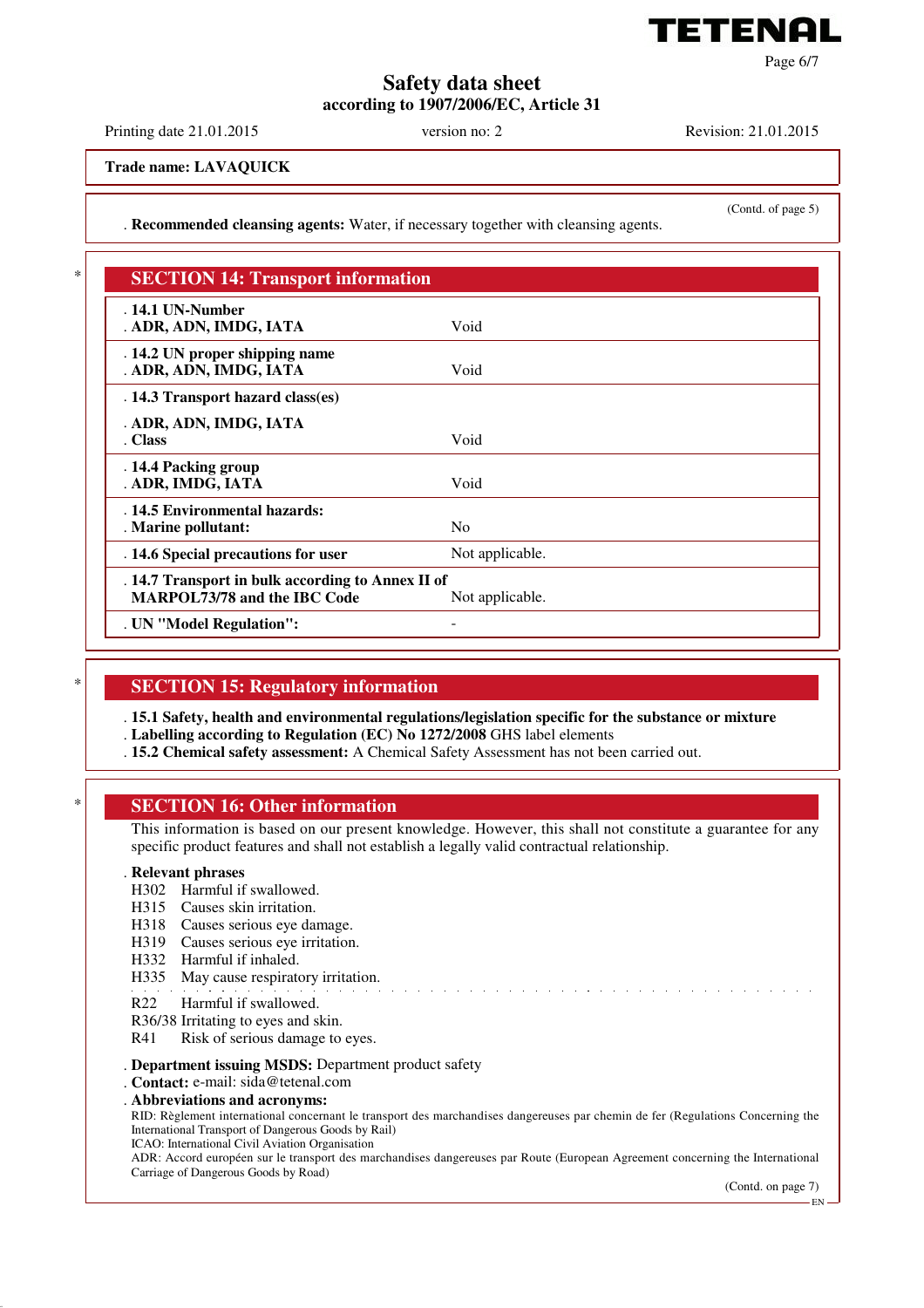**Trade name: LAVAQUICK**

(Contd. of page 5)

. **Recommended cleansing agents:** Water, if necessary together with cleansing agents.

## SECTION 14: Transport information

| | |
|---|---|
| . **14.1 UN-Number**<br>. **ADR, ADN, IMDG, IATA** | Void |
| . **14.2 UN proper shipping name**<br>. **ADR, ADN, IMDG, IATA** | Void |
| . **14.3 Transport hazard class(es)**<br>. **ADR, ADN, IMDG, IATA**<br>. **Class** | Void |
| . **14.4 Packing group**<br>. **ADR, IMDG, IATA** | Void |
| . **14.5 Environmental hazards:**<br>. **Marine pollutant:** | No |
| . **14.6 Special precautions for user** | Not applicable. |
| . **14.7 Transport in bulk according to Annex II of MARPOL73/78 and the IBC Code** | Not applicable. |
| . **UN "Model Regulation":** | - |

## SECTION 15: Regulatory information

. **15.1 Safety, health and environmental regulations/legislation specific for the substance or mixture**
. **Labelling according to Regulation (EC) No 1272/2008** GHS label elements
. **15.2 Chemical safety assessment:** A Chemical Safety Assessment has not been carried out.

## SECTION 16: Other information

This information is based on our present knowledge. However, this shall not constitute a guarantee for any specific product features and shall not establish a legally valid contractual relationship.

. **Relevant phrases**

H302 Harmful if swallowed.
H315 Causes skin irritation.
H318 Causes serious eye damage.
H319 Causes serious eye irritation.
H332 Harmful if inhaled.
H335 May cause respiratory irritation.

R22 Harmful if swallowed.
R36/38 Irritating to eyes and skin.
R41 Risk of serious damage to eyes.

. **Department issuing MSDS:** Department product safety
. **Contact:** e-mail: sida@tetenal.com
. **Abbreviations and acronyms:**

RID: Règlement international concernant le transport des marchandises dangereuses par chemin de fer (Regulations Concerning the International Transport of Dangerous Goods by Rail)
ICAO: International Civil Aviation Organisation
ADR: Accord européen sur le transport des marchandises dangereuses par Route (European Agreement concerning the International Carriage of Dangerous Goods by Road)

(Contd. on page 7)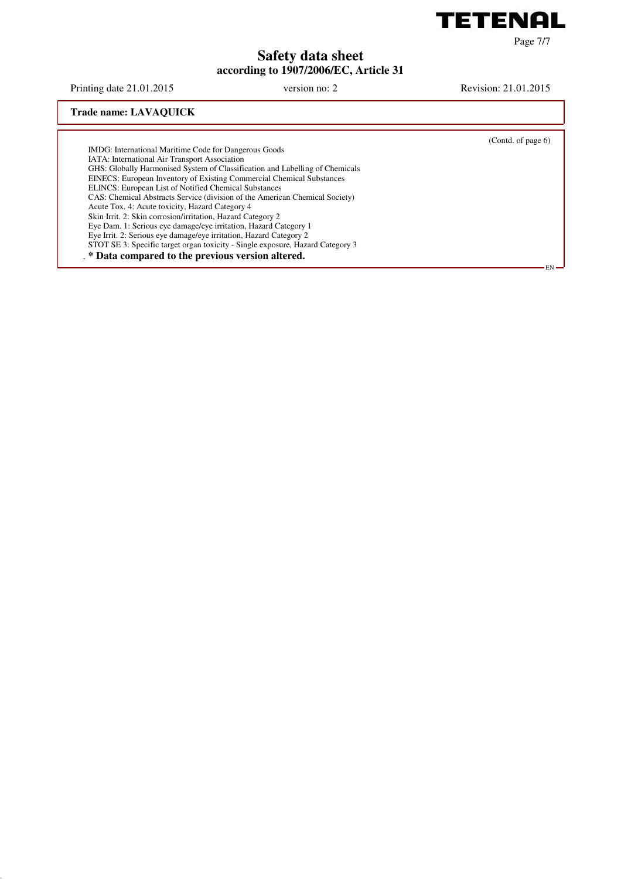(Contd. of page 6)

IMDG: International Maritime Code for Dangerous Goods
IATA: International Air Transport Association
GHS: Globally Harmonised System of Classification and Labelling of Chemicals
EINECS: European Inventory of Existing Commercial Chemical Substances
ELINCS: European List of Notified Chemical Substances
CAS: Chemical Abstracts Service (division of the American Chemical Society)
Acute Tox. 4: Acute toxicity, Hazard Category 4
Skin Irrit. 2: Skin corrosion/irritation, Hazard Category 2
Eye Dam. 1: Serious eye damage/eye irritation, Hazard Category 1
Eye Irrit. 2: Serious eye damage/eye irritation, Hazard Category 2
STOT SE 3: Specific target organ toxicity - Single exposure, Hazard Category 3

. **\* Data compared to the previous version altered.**

EN